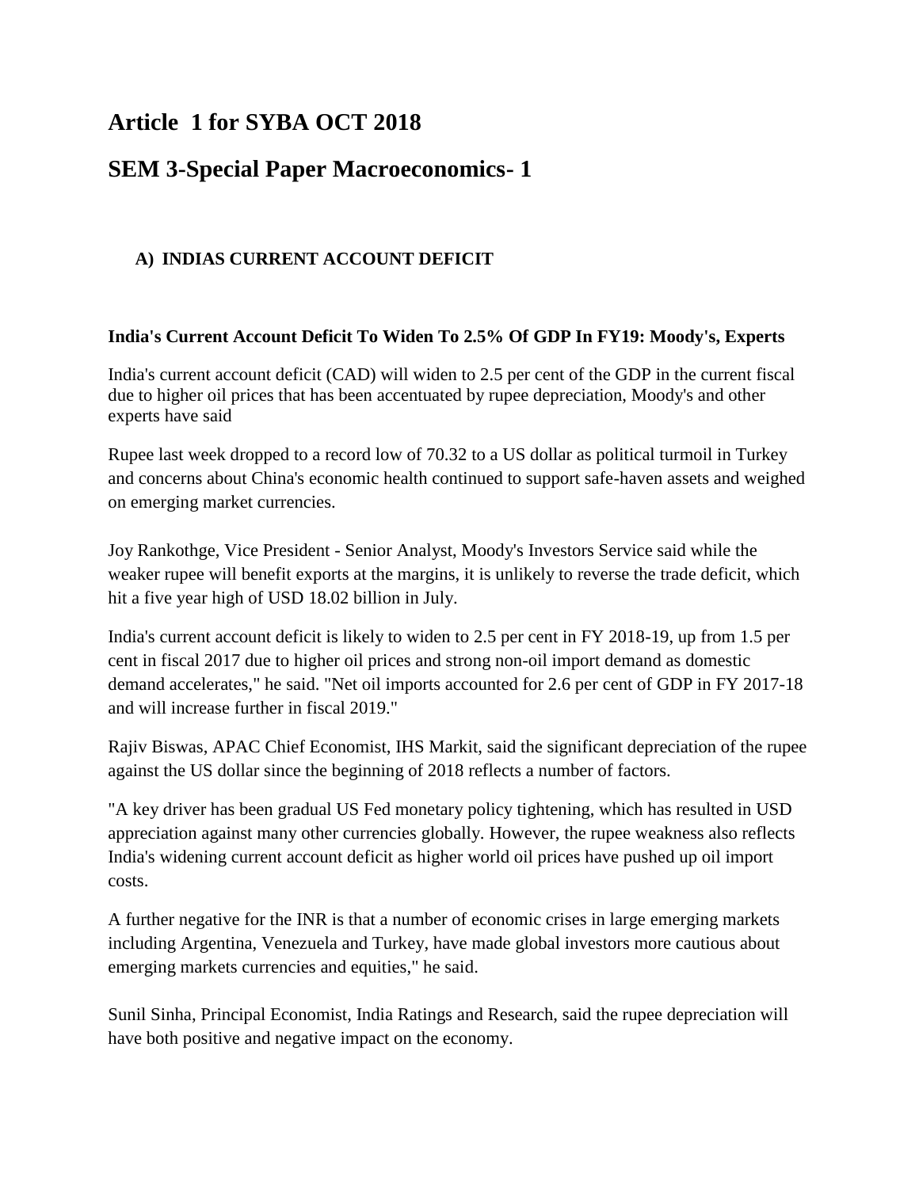# Article 1 for SYBA OCT 2018

# SEM 3-Special Paper Macroeconomics- 1

## A) INDIAS CURRENT ACCOUNT DEFICIT

**India's Current Account Deficit To Widen To 2.5% Of GDP In FY19: Moody's, Experts**

India's current account deficit (CAD) will widen to 2.5 per cent of the GDP in the current fiscal due to higher oil prices that has been accentuated by rupee depreciation, Moody's and other experts have said

Rupee last week dropped to a record low of 70.32 to a US dollar as political turmoil in Turkey and concerns about China's economic health continued to support safe-haven assets and weighed on emerging market currencies.

Joy Rankothge, Vice President - Senior Analyst, Moody's Investors Service said while the weaker rupee will benefit exports at the margins, it is unlikely to reverse the trade deficit, which hit a five year high of USD 18.02 billion in July.

India's current account deficit is likely to widen to 2.5 per cent in FY 2018-19, up from 1.5 per cent in fiscal 2017 due to higher oil prices and strong non-oil import demand as domestic demand accelerates," he said. "Net oil imports accounted for 2.6 per cent of GDP in FY 2017-18 and will increase further in fiscal 2019."

Rajiv Biswas, APAC Chief Economist, IHS Markit, said the significant depreciation of the rupee against the US dollar since the beginning of 2018 reflects a number of factors.

"A key driver has been gradual US Fed monetary policy tightening, which has resulted in USD appreciation against many other currencies globally. However, the rupee weakness also reflects India's widening current account deficit as higher world oil prices have pushed up oil import costs.

A further negative for the INR is that a number of economic crises in large emerging markets including Argentina, Venezuela and Turkey, have made global investors more cautious about emerging markets currencies and equities," he said.

Sunil Sinha, Principal Economist, India Ratings and Research, said the rupee depreciation will have both positive and negative impact on the economy.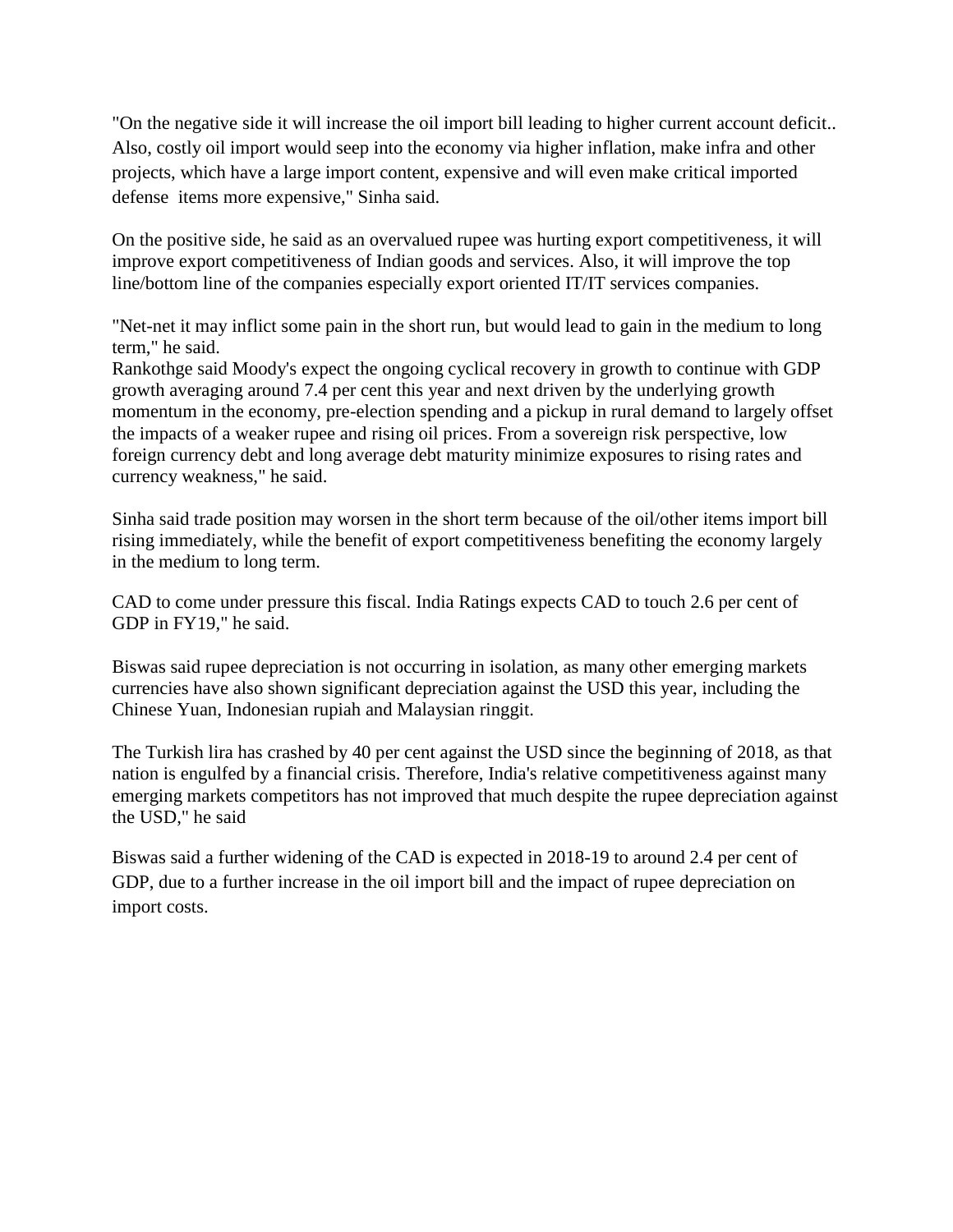"On the negative side it will increase the oil import bill leading to higher current account deficit.. Also, costly oil import would seep into the economy via higher inflation, make infra and other projects, which have a large import content, expensive and will even make critical imported defense items more expensive," Sinha said.

On the positive side, he said as an overvalued rupee was hurting export competitiveness, it will improve export competitiveness of Indian goods and services. Also, it will improve the top line/bottom line of the companies especially export oriented IT/IT services companies.

"Net-net it may inflict some pain in the short run, but would lead to gain in the medium to long term," he said.
Rankothge said Moody's expect the ongoing cyclical recovery in growth to continue with GDP growth averaging around 7.4 per cent this year and next driven by the underlying growth momentum in the economy, pre-election spending and a pickup in rural demand to largely offset the impacts of a weaker rupee and rising oil prices. From a sovereign risk perspective, low foreign currency debt and long average debt maturity minimize exposures to rising rates and currency weakness," he said.

Sinha said trade position may worsen in the short term because of the oil/other items import bill rising immediately, while the benefit of export competitiveness benefiting the economy largely in the medium to long term.

CAD to come under pressure this fiscal. India Ratings expects CAD to touch 2.6 per cent of GDP in FY19," he said.

Biswas said rupee depreciation is not occurring in isolation, as many other emerging markets currencies have also shown significant depreciation against the USD this year, including the Chinese Yuan, Indonesian rupiah and Malaysian ringgit.

The Turkish lira has crashed by 40 per cent against the USD since the beginning of 2018, as that nation is engulfed by a financial crisis. Therefore, India's relative competitiveness against many emerging markets competitors has not improved that much despite the rupee depreciation against the USD," he said

Biswas said a further widening of the CAD is expected in 2018-19 to around 2.4 per cent of GDP, due to a further increase in the oil import bill and the impact of rupee depreciation on import costs.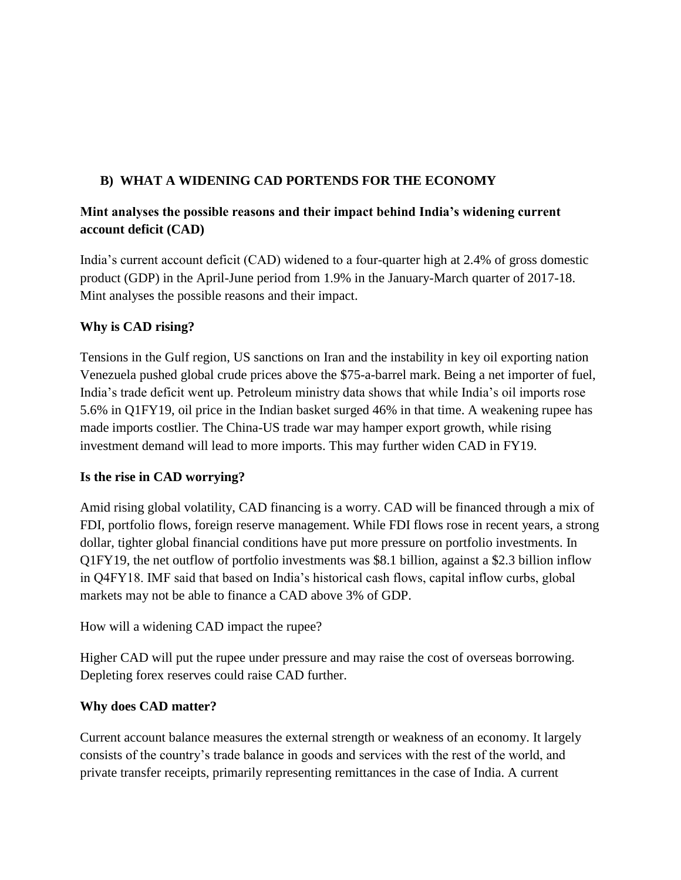## B) WHAT A WIDENING CAD PORTENDS FOR THE ECONOMY

**Mint analyses the possible reasons and their impact behind India's widening current account deficit (CAD)**

India's current account deficit (CAD) widened to a four-quarter high at 2.4% of gross domestic product (GDP) in the April-June period from 1.9% in the January-March quarter of 2017-18. Mint analyses the possible reasons and their impact.

**Why is CAD rising?**

Tensions in the Gulf region, US sanctions on Iran and the instability in key oil exporting nation Venezuela pushed global crude prices above the $75-a-barrel mark. Being a net importer of fuel, India's trade deficit went up. Petroleum ministry data shows that while India's oil imports rose 5.6% in Q1FY19, oil price in the Indian basket surged 46% in that time. A weakening rupee has made imports costlier. The China-US trade war may hamper export growth, while rising investment demand will lead to more imports. This may further widen CAD in FY19.

**Is the rise in CAD worrying?**

Amid rising global volatility, CAD financing is a worry. CAD will be financed through a mix of FDI, portfolio flows, foreign reserve management. While FDI flows rose in recent years, a strong dollar, tighter global financial conditions have put more pressure on portfolio investments. In Q1FY19, the net outflow of portfolio investments was $8.1 billion, against a $2.3 billion inflow in Q4FY18. IMF said that based on India's historical cash flows, capital inflow curbs, global markets may not be able to finance a CAD above 3% of GDP.

How will a widening CAD impact the rupee?

Higher CAD will put the rupee under pressure and may raise the cost of overseas borrowing. Depleting forex reserves could raise CAD further.

**Why does CAD matter?**

Current account balance measures the external strength or weakness of an economy. It largely consists of the country's trade balance in goods and services with the rest of the world, and private transfer receipts, primarily representing remittances in the case of India. A current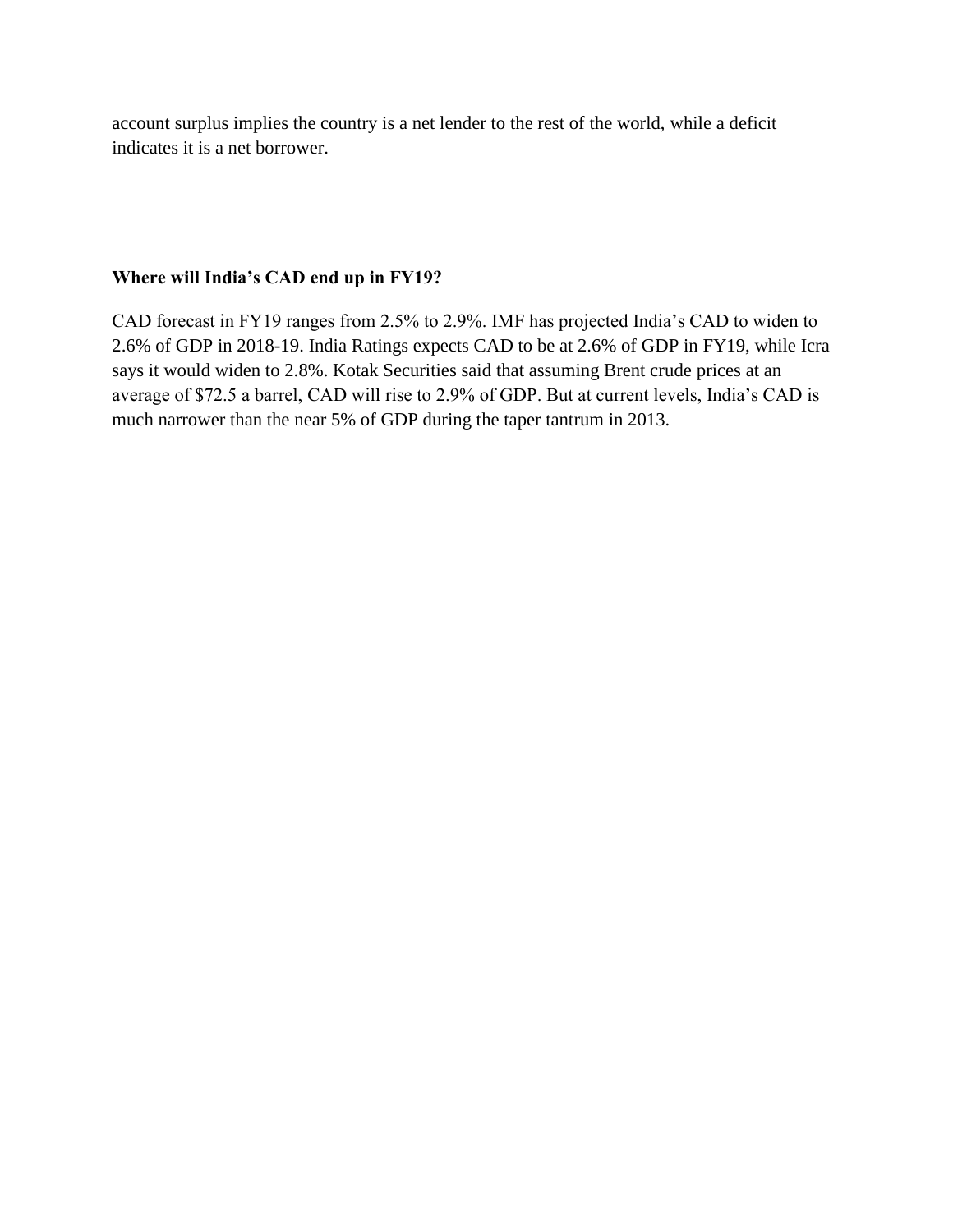account surplus implies the country is a net lender to the rest of the world, while a deficit indicates it is a net borrower.

**Where will India's CAD end up in FY19?**

CAD forecast in FY19 ranges from 2.5% to 2.9%. IMF has projected India's CAD to widen to 2.6% of GDP in 2018-19. India Ratings expects CAD to be at 2.6% of GDP in FY19, while Icra says it would widen to 2.8%. Kotak Securities said that assuming Brent crude prices at an average of $72.5 a barrel, CAD will rise to 2.9% of GDP. But at current levels, India's CAD is much narrower than the near 5% of GDP during the taper tantrum in 2013.